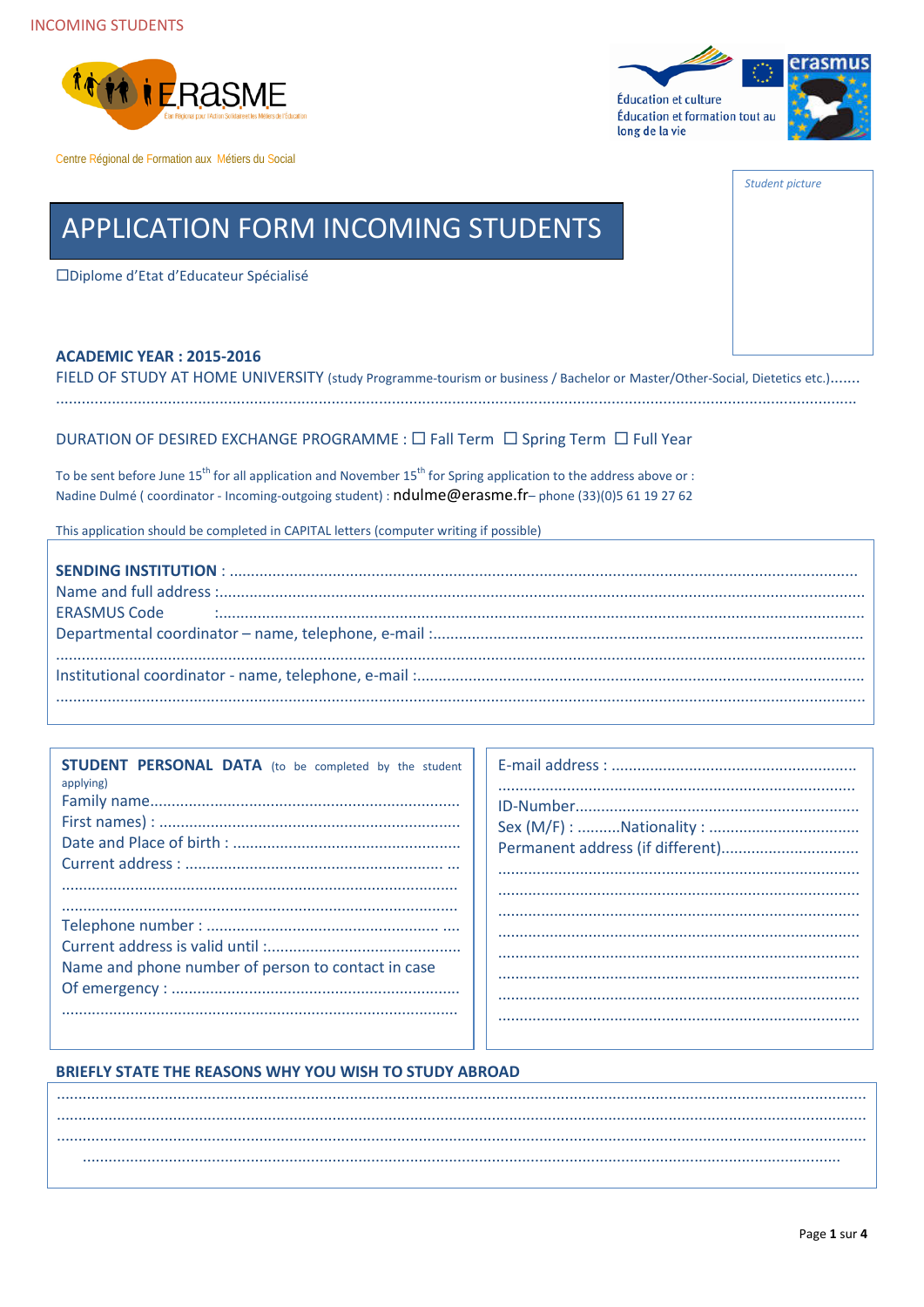INCOMING STUDENTS

ERASME

Ecole Régionale pour l'Action Solidaire et les Métiers de l'Education

Centre Régional de Formation aux Métiers du Social

Éducation et culture

Éducation et formation tout au long de la vie

erasmus

*Student picture*

# APPLICATION FORM INCOMING STUDENTS

☐Diplome d'Etat d'Educateur Spécialisé

**ACADEMIC YEAR : 2015-2016**

FIELD OF STUDY AT HOME UNIVERSITY (study Programme-tourism or business / Bachelor or Master/Other-Social, Dietetics etc.).......

.......................................................................................................................................................................

DURATION OF DESIRED EXCHANGE PROGRAMME : ☐ Fall Term ☐ Spring Term ☐ Full Year

To be sent before June 15th for all application and November 15th for Spring application to the address above or :
Nadine Dulmé ( coordinator - Incoming-outgoing student) : ndulme@erasme.fr– phone (33)(0)5 61 19 27 62

This application should be completed in CAPITAL letters (computer writing if possible)

**SENDING INSTITUTION** : .......................................................................................................................................

Name and full address :.......................................................................................................................................

ERASMUS Code :.......................................................................................................................................

Departmental coordinator – name, telephone, e-mail :.......................................................................................

.......................................................................................................................................................................

Institutional coordinator - name, telephone, e-mail :.........................................................................................

.......................................................................................................................................................................

**STUDENT PERSONAL DATA** (to be completed by the student applying)

Family name.......................................................................

First names) : .....................................................................

Date and Place of birth : ....................................................

Current address : ............................................................ ...

...........................................................................................

...........................................................................................

Telephone number : ...................................................... ....

Current address is valid until :............................................

Name and phone number of person to contact in case Of emergency : ..................................................................

...........................................................................................

E-mail address : .........................................................

.................................................................................

ID-Number..................................................................

Sex (M/F) : ..........Nationality : ...................................

Permanent address (if different)................................

.................................................................................

.................................................................................

.................................................................................

.................................................................................

.................................................................................

.................................................................................

.................................................................................

.................................................................................

**BRIEFLY STATE THE REASONS WHY YOU WISH TO STUDY ABROAD**

.......................................................................................................................................................................

.......................................................................................................................................................................

.......................................................................................................................................................................

.......................................................................................................................................................................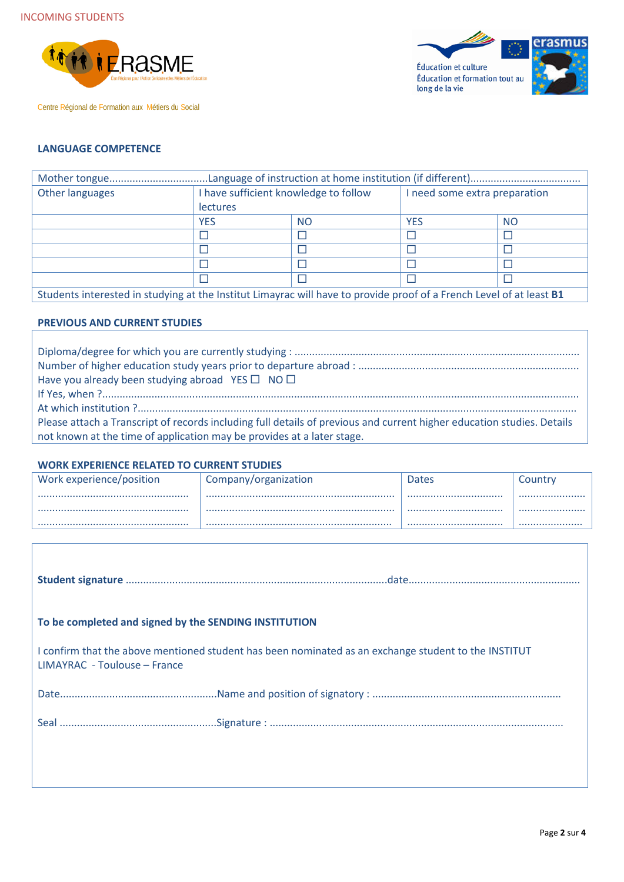INCOMING STUDENTS

Centre Régional de Formation aux Métiers du Social

Éducation et culture
Éducation et formation tout au long de la vie

### LANGUAGE COMPETENCE

| Mother tongue.................................Language of instruction at home institution (if different)..................................... | | | | |
|---|---|---|---|---|
| Other languages | I have sufficient knowledge to follow lectures | | I need some extra preparation | |
| | YES | NO | YES | NO |
| | ☐ | ☐ | ☐ | ☐ |
| | ☐ | ☐ | ☐ | ☐ |
| | ☐ | ☐ | ☐ | ☐ |
| | ☐ | ☐ | ☐ | ☐ |
| Students interested in studying at the Institut Limayrac will have to provide proof of a French Level of at least **B1** | | | | |

### PREVIOUS AND CURRENT STUDIES

Diploma/degree for which you are currently studying : ................................................................................................
Number of higher education study years prior to departure abroad : ..........................................................................
Have you already been studying abroad YES ☐ NO ☐
If Yes, when ?....................................................................................................................................................................
At which institution ?........................................................................................................................................................
Please attach a Transcript of records including full details of previous and current higher education studies. Details not known at the time of application may be provides at a later stage.

### WORK EXPERIENCE RELATED TO CURRENT STUDIES

| Work experience/position | Company/organization | Dates | Country |
|---|---|---|---|
| .................................................... | ................................................................ | ................................ | ...................... |
| .................................................... | ................................................................ | ................................ | ...................... |
| .................................................... | ................................................................ | ................................ | ...................... |

**Student signature** ........................................................................................date.........................................................

**To be completed and signed by the SENDING INSTITUTION**

I confirm that the above mentioned student has been nominated as an exchange student to the INSTITUT LIMAYRAC - Toulouse – France

Date.....................................................Name and position of signatory : ...............................................................

Seal .....................................................Signature : ....................................................................................................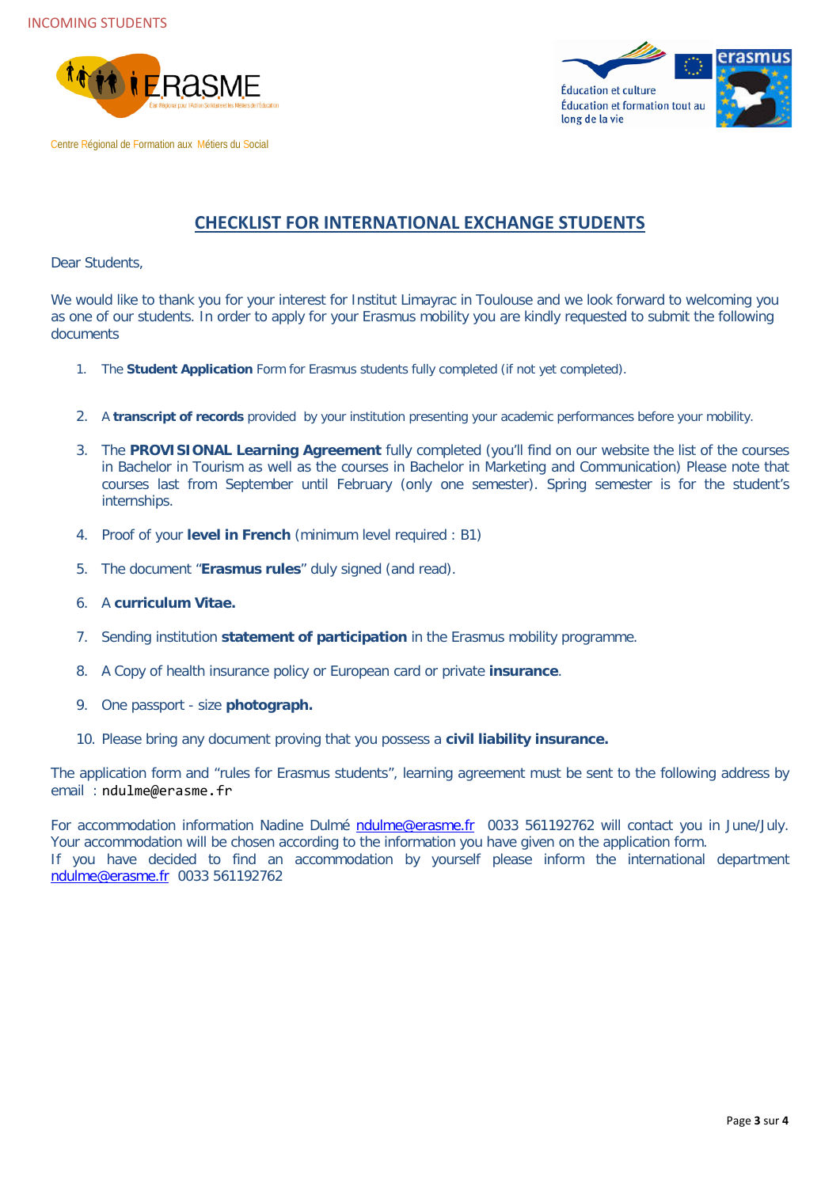INCOMING STUDENTS

ERASME

Centre Régional de Formation aux Métiers du Social

Éducation et culture
Éducation et formation tout au long de la vie

erasmus

## CHECKLIST FOR INTERNATIONAL EXCHANGE STUDENTS

Dear Students,

We would like to thank you for your interest for Institut Limayrac in Toulouse and we look forward to welcoming you as one of our students. In order to apply for your Erasmus mobility you are kindly requested to submit the following documents

1. The **Student Application** Form for Erasmus students fully completed (if not yet completed).
2. A **transcript of records** provided by your institution presenting your academic performances before your mobility.
3. The **PROVISIONAL Learning Agreement** fully completed (you'll find on our website the list of the courses in Bachelor in Tourism as well as the courses in Bachelor in Marketing and Communication) Please note that courses last from September until February (only one semester). Spring semester is for the student's internships.
4. Proof of your **level in French** (minimum level required : B1)
5. The document "**Erasmus rules**" duly signed (and read).
6. A **curriculum Vitae.**
7. Sending institution **statement of participation** in the Erasmus mobility programme.
8. A Copy of health insurance policy or European card or private **insurance**.
9. One passport - size **photograph.**
10. Please bring any document proving that you possess a **civil liability insurance.**

The application form and "rules for Erasmus students", learning agreement must be sent to the following address by email : ndulme@erasme.fr

For accommodation information Nadine Dulmé ndulme@erasme.fr 0033 561192762 will contact you in June/July. Your accommodation will be chosen according to the information you have given on the application form.
If you have decided to find an accommodation by yourself please inform the international department ndulme@erasme.fr 0033 561192762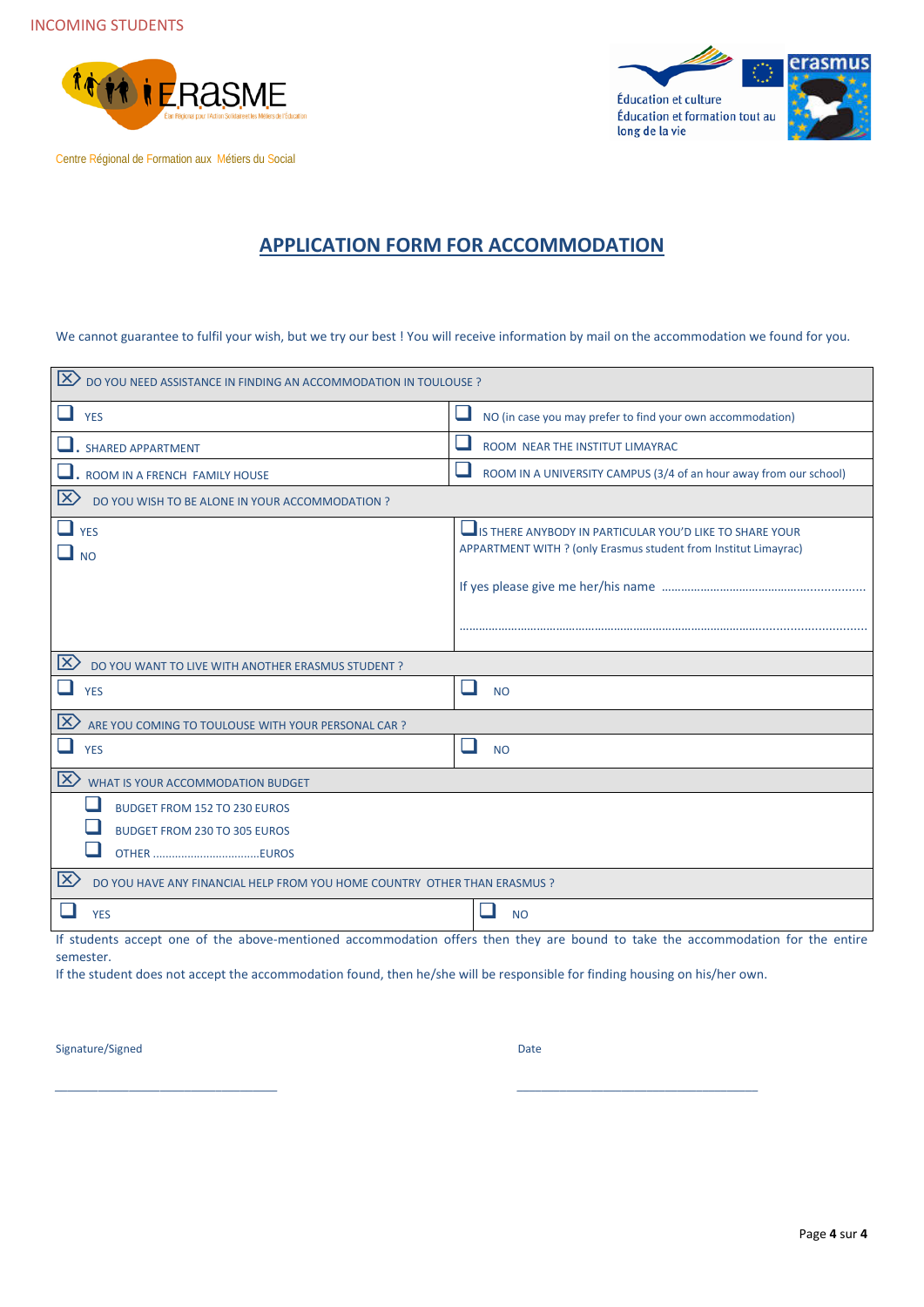INCOMING STUDENTS

ERASME

Centre Régional de Formation aux Métiers du Social

Éducation et culture
Éducation et formation tout au long de la vie

erasmus

# APPLICATION FORM FOR ACCOMMODATION

We cannot guarantee to fulfil your wish, but we try our best ! You will receive information by mail on the accommodation we found for you.

| | |
|---|---|
| ☒ DO YOU NEED ASSISTANCE IN FINDING AN ACCOMMODATION IN TOULOUSE ? | |
| ☐ YES | ☐ NO (in case you may prefer to find your own accommodation) |
| ☐. SHARED APPARTMENT | ☐ ROOM NEAR THE INSTITUT LIMAYRAC |
| ☐. ROOM IN A FRENCH FAMILY HOUSE | ☐ ROOM IN A UNIVERSITY CAMPUS (3/4 of an hour away from our school) |
| ☒ DO YOU WISH TO BE ALONE IN YOUR ACCOMMODATION ? | |
| ☐ YES<br>☐ NO | ☐IS THERE ANYBODY IN PARTICULAR YOU'D LIKE TO SHARE YOUR APPARTMENT WITH ? (only Erasmus student from Institut Limayrac)<br><br>If yes please give me her/his name ..............................................................<br><br>.................................................................................................................. |
| ☒ DO YOU WANT TO LIVE WITH ANOTHER ERASMUS STUDENT ? | |
| ☐ YES | ☐ NO |
| ☒ ARE YOU COMING TO TOULOUSE WITH YOUR PERSONAL CAR ? | |
| ☐ YES | ☐ NO |
| ☒ WHAT IS YOUR ACCOMMODATION BUDGET | |
| ☐ BUDGET FROM 152 TO 230 EUROS<br>☐ BUDGET FROM 230 TO 305 EUROS<br>☐ OTHER ..................................EUROS | |
| ☒ DO YOU HAVE ANY FINANCIAL HELP FROM YOU HOME COUNTRY OTHER THAN ERASMUS ? | |
| ☐ YES | ☐ NO |

If students accept one of the above-mentioned accommodation offers then they are bound to take the accommodation for the entire semester.
If the student does not accept the accommodation found, then he/she will be responsible for finding housing on his/her own.

Signature/Signed

_________________________________

Date

_________________________________